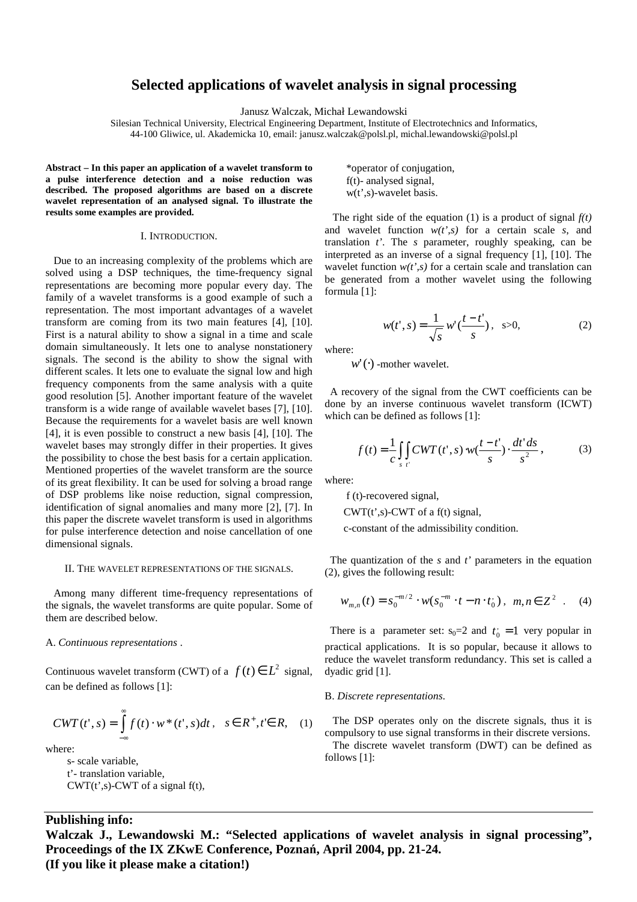# Selected applications of wavelet analysis in signal processing

Janusz Walczak, Michał Lewandowski

Silesian Technical University, Electrical Engineering Department, Institute of Electrotechnics and Informatics,
44-100 Gliwice, ul. Akademicka 10, email: janusz.walczak@polsl.pl, michal.lewandowski@polsl.pl

**Abstract – In this paper an application of a wavelet transform to a pulse interference detection and a noise reduction was described. The proposed algorithms are based on a discrete wavelet representation of an analysed signal. To illustrate the results some examples are provided.**

## I. Introduction.

Due to an increasing complexity of the problems which are solved using a DSP techniques, the time-frequency signal representations are becoming more popular every day. The family of a wavelet transforms is a good example of such a representation. The most important advantages of a wavelet transform are coming from its two main features [4], [10]. First is a natural ability to show a signal in a time and scale domain simultaneously. It lets one to analyse nonstationery signals. The second is the ability to show the signal with different scales. It lets one to evaluate the signal low and high frequency components from the same analysis with a quite good resolution [5]. Another important feature of the wavelet transform is a wide range of available wavelet bases [7], [10]. Because the requirements for a wavelet basis are well known [4], it is even possible to construct a new basis [4], [10]. The wavelet bases may strongly differ in their properties. It gives the possibility to chose the best basis for a certain application. Mentioned properties of the wavelet transform are the source of its great flexibility. It can be used for solving a broad range of DSP problems like noise reduction, signal compression, identification of signal anomalies and many more [2], [7]. In this paper the discrete wavelet transform is used in algorithms for pulse interference detection and noise cancellation of one dimensional signals.

## II. The wavelet representations of the signals.

Among many different time-frequency representations of the signals, the wavelet transforms are quite popular. Some of them are described below.

### A. *Continuous representations* .

Continuous wavelet transform (CWT) of a $f(t) \in L^2$ signal, can be defined as follows [1]:

$$CWT(t', s) = \int_{-\infty}^{\infty} f(t) \cdot w^*(t', s) dt, \quad s \in R^+, t' \in R, \quad (1)$$

where:

s- scale variable,
t'- translation variable,
CWT(t',s)-CWT of a signal f(t),
*operator of conjugation,
f(t)- analysed signal,
w(t',s)-wavelet basis.

The right side of the equation (1) is a product of signal *f(t)* and wavelet function *w(t',s)* for a certain scale *s*, and translation *t'*. The *s* parameter, roughly speaking, can be interpreted as an inverse of a signal frequency [1], [10]. The wavelet function *w(t',s)* for a certain scale and translation can be generated from a mother wavelet using the following formula [1]:

$$w(t', s) = \frac{1}{\sqrt{s}} w'(\frac{t - t'}{s}), \quad s>0, \quad (2)$$

where:

$w'(\cdot)$ -mother wavelet.

A recovery of the signal from the CWT coefficients can be done by an inverse continuous wavelet transform (ICWT) which can be defined as follows [1]:

$$f(t) = \frac{1}{c} \int_s \int_{t'} CWT(t', s) \cdot w(\frac{t - t'}{s}) \cdot \frac{dt' ds}{s^2}, \quad (3)$$

where:

f (t)-recovered signal,
CWT(t',s)-CWT of a f(t) signal,
c-constant of the admissibility condition.

The quantization of the *s* and *t'* parameters in the equation (2), gives the following result:

$$w_{m,n}(t) = s_0^{-m/2} \cdot w(s_0^{-m} \cdot t - n \cdot t_0'), \quad m, n \in Z^2 \quad . \quad (4)$$

There is a parameter set: $s_0=2$ and $t_0' = 1$ very popular in practical applications. It is so popular, because it allows to reduce the wavelet transform redundancy. This set is called a dyadic grid [1].

### B. *Discrete representations*.

The DSP operates only on the discrete signals, thus it is compulsory to use signal transforms in their discrete versions.
The discrete wavelet transform (DWT) can be defined as follows [1]:

**Publishing info:**
**Walczak J., Lewandowski M.: "Selected applications of wavelet analysis in signal processing", Proceedings of the IX ZKwE Conference, Poznań, April 2004, pp. 21-24.**
**(If you like it please make a citation!)**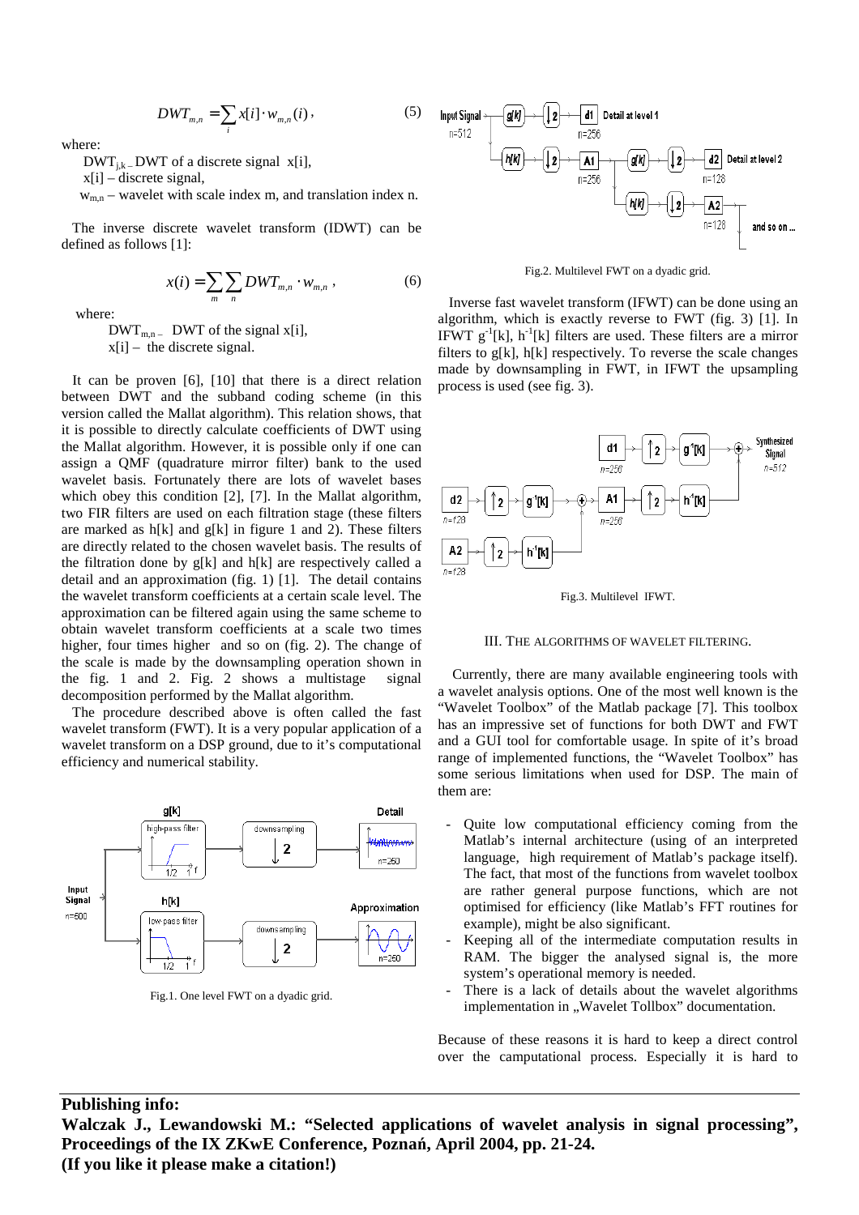$$DWT_{m,n} = \sum_i x[i] \cdot w_{m,n}(i)\,, \tag{5}$$

where:

$DWT_{j,k}$ – DWT of a discrete signal x[i],

x[i] – discrete signal,

$w_{m,n}$ – wavelet with scale index m, and translation index n.

The inverse discrete wavelet transform (IDWT) can be defined as follows [1]:

$$x(i) = \sum_m \sum_n DWT_{m,n} \cdot w_{m,n}\,, \tag{6}$$

where:

$DWT_{m,n}$ – DWT of the signal x[i],

x[i] – the discrete signal.

It can be proven [6], [10] that there is a direct relation between DWT and the subband coding scheme (in this version called the Mallat algorithm). This relation shows, that it is possible to directly calculate coefficients of DWT using the Mallat algorithm. However, it is possible only if one can assign a QMF (quadrature mirror filter) bank to the used wavelet basis. Fortunately there are lots of wavelet bases which obey this condition [2], [7]. In the Mallat algorithm, two FIR filters are used on each filtration stage (these filters are marked as h[k] and g[k] in figure 1 and 2). These filters are directly related to the chosen wavelet basis. The results of the filtration done by g[k] and h[k] are respectively called a detail and an approximation (fig. 1) [1]. The detail contains the wavelet transform coefficients at a certain scale level. The approximation can be filtered again using the same scheme to obtain wavelet transform coefficients at a scale two times higher, four times higher and so on (fig. 2). The change of the scale is made by the downsampling operation shown in the fig. 1 and 2. Fig. 2 shows a multistage signal decomposition performed by the Mallat algorithm.

The procedure described above is often called the fast wavelet transform (FWT). It is a very popular application of a wavelet transform on a DSP ground, due to it's computational efficiency and numerical stability.

Fig.1. One level FWT on a dyadic grid.

Fig.2. Multilevel FWT on a dyadic grid.

Inverse fast wavelet transform (IFWT) can be done using an algorithm, which is exactly reverse to FWT (fig. 3) [1]. In IFWT $g^{-1}[k]$, $h^{-1}[k]$ filters are used. These filters are a mirror filters to g[k], h[k] respectively. To reverse the scale changes made by downsampling in FWT, in IFWT the upsampling process is used (see fig. 3).

Fig.3. Multilevel IFWT.

## III. The algorithms of wavelet filtering.

Currently, there are many available engineering tools with a wavelet analysis options. One of the most well known is the "Wavelet Toolbox" of the Matlab package [7]. This toolbox has an impressive set of functions for both DWT and FWT and a GUI tool for comfortable usage. In spite of it's broad range of implemented functions, the "Wavelet Toolbox" has some serious limitations when used for DSP. The main of them are:

- Quite low computational efficiency coming from the Matlab's internal architecture (using of an interpreted language, high requirement of Matlab's package itself). The fact, that most of the functions from wavelet toolbox are rather general purpose functions, which are not optimised for efficiency (like Matlab's FFT routines for example), might be also significant.
- Keeping all of the intermediate computation results in RAM. The bigger the analysed signal is, the more system's operational memory is needed.
- There is a lack of details about the wavelet algorithms implementation in „Wavelet Tollbox" documentation.

Because of these reasons it is hard to keep a direct control over the camputational process. Especially it is hard to

**Publishing info:**

**Walczak J., Lewandowski M.: "Selected applications of wavelet analysis in signal processing", Proceedings of the IX ZKwE Conference, Poznań, April 2004, pp. 21-24.**

**(If you like it please make a citation!)**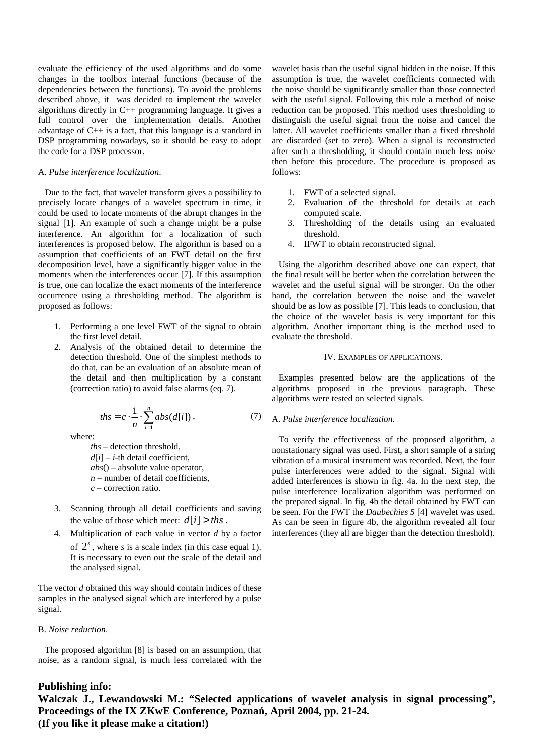evaluate the efficiency of the used algorithms and do some changes in the toolbox internal functions (because of the dependencies between the functions). To avoid the problems described above, it was decided to implement the wavelet algorithms directly in C++ programming language. It gives a full control over the implementation details. Another advantage of C++ is a fact, that this language is a standard in DSP programming nowadays, so it should be easy to adopt the code for a DSP processor.

A. *Pulse interference localization*.

Due to the fact, that wavelet transform gives a possibility to precisely locate changes of a wavelet spectrum in time, it could be used to locate moments of the abrupt changes in the signal [1]. An example of such a change might be a pulse interference. An algorithm for a localization of such interferences is proposed below. The algorithm is based on a assumption that coefficients of an FWT detail on the first decomposition level, have a significantly bigger value in the moments when the interferences occur [7]. If this assumption is true, one can localize the exact moments of the interference occurrence using a thresholding method. The algorithm is proposed as follows:

1. Performing a one level FWT of the signal to obtain the first level detail.
2. Analysis of the obtained detail to determine the detection threshold. One of the simplest methods to do that, can be an evaluation of an absolute mean of the detail and then multiplication by a constant (correction ratio) to avoid false alarms (eq. 7).

$$ths = c \cdot \frac{1}{n} \cdot \sum_{i=1}^{n} abs(d[i]) \,, \tag{7}$$

where:

*ths* – detection threshold,
*d*[*i*] – *i*-th detail coefficient,
*abs*() – absolute value operator,
*n* – number of detail coefficients,
*c* – correction ratio.

3. Scanning through all detail coefficients and saving the value of those which meet: $d[i] > ths$ .
4. Multiplication of each value in vector *d* by a factor of $2^s$, where *s* is a scale index (in this case equal 1). It is necessary to even out the scale of the detail and the analysed signal.

The vector *d* obtained this way should contain indices of these samples in the analysed signal which are interfered by a pulse signal.

B. *Noise reduction*.

The proposed algorithm [8] is based on an assumption, that noise, as a random signal, is much less correlated with the wavelet basis than the useful signal hidden in the noise. If this assumption is true, the wavelet coefficients connected with the noise should be significantly smaller than those connected with the useful signal. Following this rule a method of noise reduction can be proposed. This method uses thresholding to distinguish the useful signal from the noise and cancel the latter. All wavelet coefficients smaller than a fixed threshold are discarded (set to zero). When a signal is reconstructed after such a thresholding, it should contain much less noise then before this procedure. The procedure is proposed as follows:

1. FWT of a selected signal.
2. Evaluation of the threshold for details at each computed scale.
3. Thresholding of the details using an evaluated threshold.
4. IFWT to obtain reconstructed signal.

Using the algorithm described above one can expect, that the final result will be better when the correlation between the wavelet and the useful signal will be stronger. On the other hand, the correlation between the noise and the wavelet should be as low as possible [7]. This leads to conclusion, that the choice of the wavelet basis is very important for this algorithm. Another important thing is the method used to evaluate the threshold.

## IV. Examples of applications.

Examples presented below are the applications of the algorithms proposed in the previous paragraph. These algorithms were tested on selected signals.

A. *Pulse interference localization.*

To verify the effectiveness of the proposed algorithm, a nonstationary signal was used. First, a short sample of a string vibration of a musical instrument was recorded. Next, the four pulse interferences were added to the signal. Signal with added interferences is shown in fig. 4a. In the next step, the pulse interference localization algorithm was performed on the prepared signal. In fig. 4b the detail obtained by FWT can be seen. For the FWT the *Daubechies 5* [4] wavelet was used. As can be seen in figure 4b, the algorithm revealed all four interferences (they all are bigger than the detection threshold).

**Publishing info:**
**Walczak J., Lewandowski M.: "Selected applications of wavelet analysis in signal processing", Proceedings of the IX ZKwE Conference, Poznań, April 2004, pp. 21-24.**
**(If you like it please make a citation!)**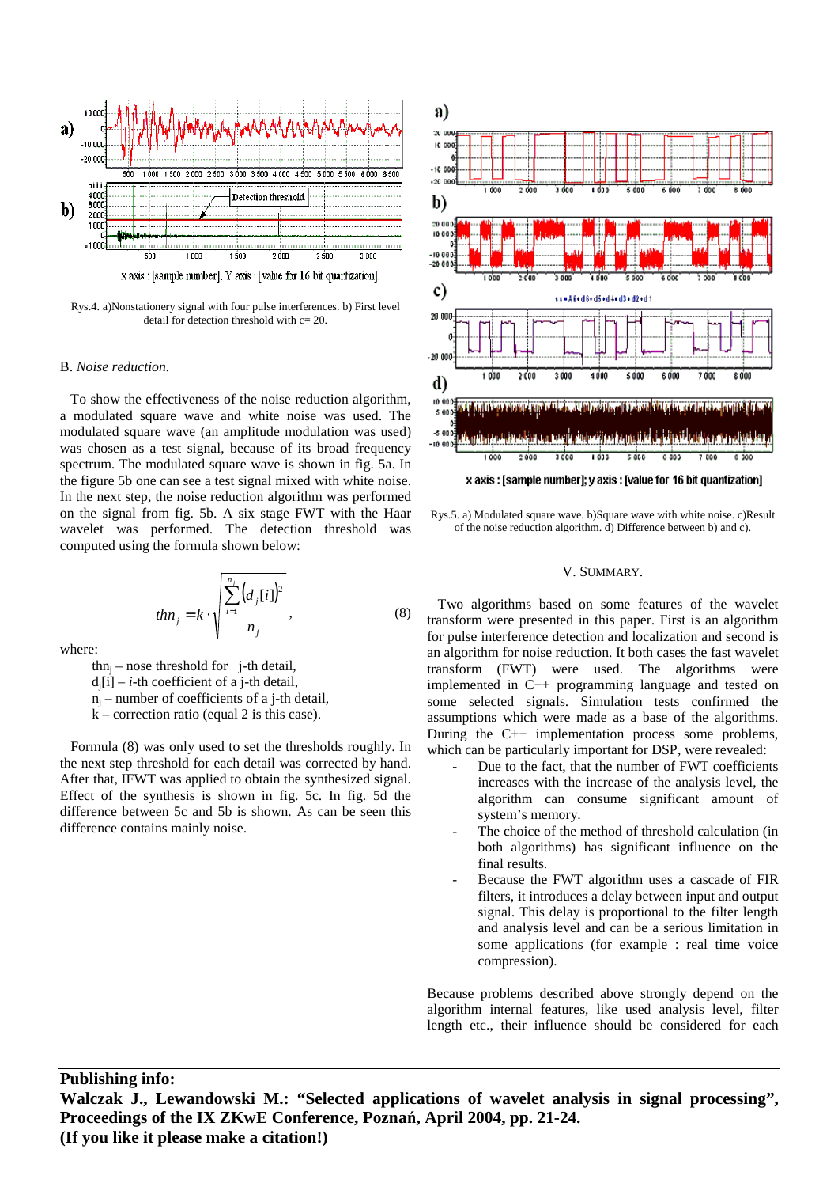Rys.4. a)Nonstationery signal with four pulse interferences. b) First level detail for detection threshold with c= 20.

B. *Noise reduction.*

To show the effectiveness of the noise reduction algorithm, a modulated square wave and white noise was used. The modulated square wave (an amplitude modulation was used) was chosen as a test signal, because of its broad frequency spectrum. The modulated square wave is shown in fig. 5a. In the figure 5b one can see a test signal mixed with white noise. In the next step, the noise reduction algorithm was performed on the signal from fig. 5b. A six stage FWT with the Haar wavelet was performed. The detection threshold was computed using the formula shown below:

$$thn_j = k \cdot \sqrt{\frac{\sum_{i=1}^{n_j} (d_j[i])^2}{n_j}}, \tag{8}$$

where:

$thn_j$ – nose threshold for j-th detail,
$d_j[i]$ – *i*-th coefficient of a j-th detail,
$n_j$ – number of coefficients of a j-th detail,
k – correction ratio (equal 2 is this case).

Formula (8) was only used to set the thresholds roughly. In the next step threshold for each detail was corrected by hand. After that, IFWT was applied to obtain the synthesized signal. Effect of the synthesis is shown in fig. 5c. In fig. 5d the difference between 5c and 5b is shown. As can be seen this difference contains mainly noise.

Rys.5. a) Modulated square wave. b)Square wave with white noise. c)Result of the noise reduction algorithm. d) Difference between b) and c).

## V. Summary.

Two algorithms based on some features of the wavelet transform were presented in this paper. First is an algorithm for pulse interference detection and localization and second is an algorithm for noise reduction. It both cases the fast wavelet transform (FWT) were used. The algorithms were implemented in C++ programming language and tested on some selected signals. Simulation tests confirmed the assumptions which were made as a base of the algorithms. During the C++ implementation process some problems, which can be particularly important for DSP, were revealed:

- Due to the fact, that the number of FWT coefficients increases with the increase of the analysis level, the algorithm can consume significant amount of system's memory.
- The choice of the method of threshold calculation (in both algorithms) has significant influence on the final results.
- Because the FWT algorithm uses a cascade of FIR filters, it introduces a delay between input and output signal. This delay is proportional to the filter length and analysis level and can be a serious limitation in some applications (for example : real time voice compression).

Because problems described above strongly depend on the algorithm internal features, like used analysis level, filter length etc., their influence should be considered for each

**Publishing info:**
**Walczak J., Lewandowski M.: "Selected applications of wavelet analysis in signal processing", Proceedings of the IX ZKwE Conference, Poznań, April 2004, pp. 21-24.**
**(If you like it please make a citation!)**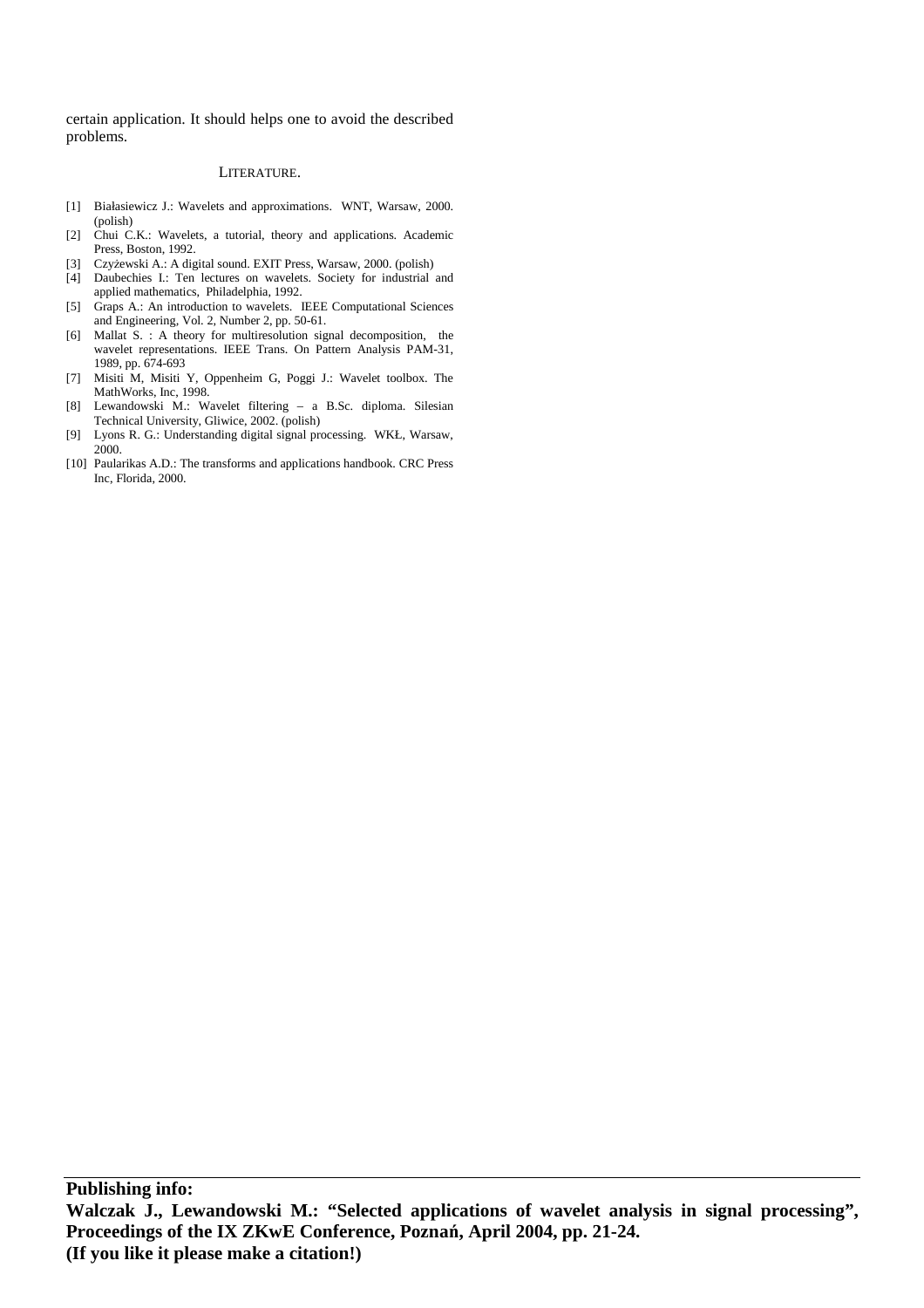certain application. It should helps one to avoid the described problems.

## LITERATURE.

[1] Białasiewicz J.: Wavelets and approximations. WNT, Warsaw, 2000. (polish)
[2] Chui C.K.: Wavelets, a tutorial, theory and applications. Academic Press, Boston, 1992.
[3] Czyżewski A.: A digital sound. EXIT Press, Warsaw, 2000. (polish)
[4] Daubechies I.: Ten lectures on wavelets. Society for industrial and applied mathematics, Philadelphia, 1992.
[5] Graps A.: An introduction to wavelets. IEEE Computational Sciences and Engineering, Vol. 2, Number 2, pp. 50-61.
[6] Mallat S. : A theory for multiresolution signal decomposition, the wavelet representations. IEEE Trans. On Pattern Analysis PAM-31, 1989, pp. 674-693
[7] Misiti M, Misiti Y, Oppenheim G, Poggi J.: Wavelet toolbox. The MathWorks, Inc, 1998.
[8] Lewandowski M.: Wavelet filtering – a B.Sc. diploma. Silesian Technical University, Gliwice, 2002. (polish)
[9] Lyons R. G.: Understanding digital signal processing. WKŁ, Warsaw, 2000.
[10] Paularikas A.D.: The transforms and applications handbook. CRC Press Inc, Florida, 2000.

**Publishing info:**
**Walczak J., Lewandowski M.: "Selected applications of wavelet analysis in signal processing", Proceedings of the IX ZKwE Conference, Poznań, April 2004, pp. 21-24.**
**(If you like it please make a citation!)**